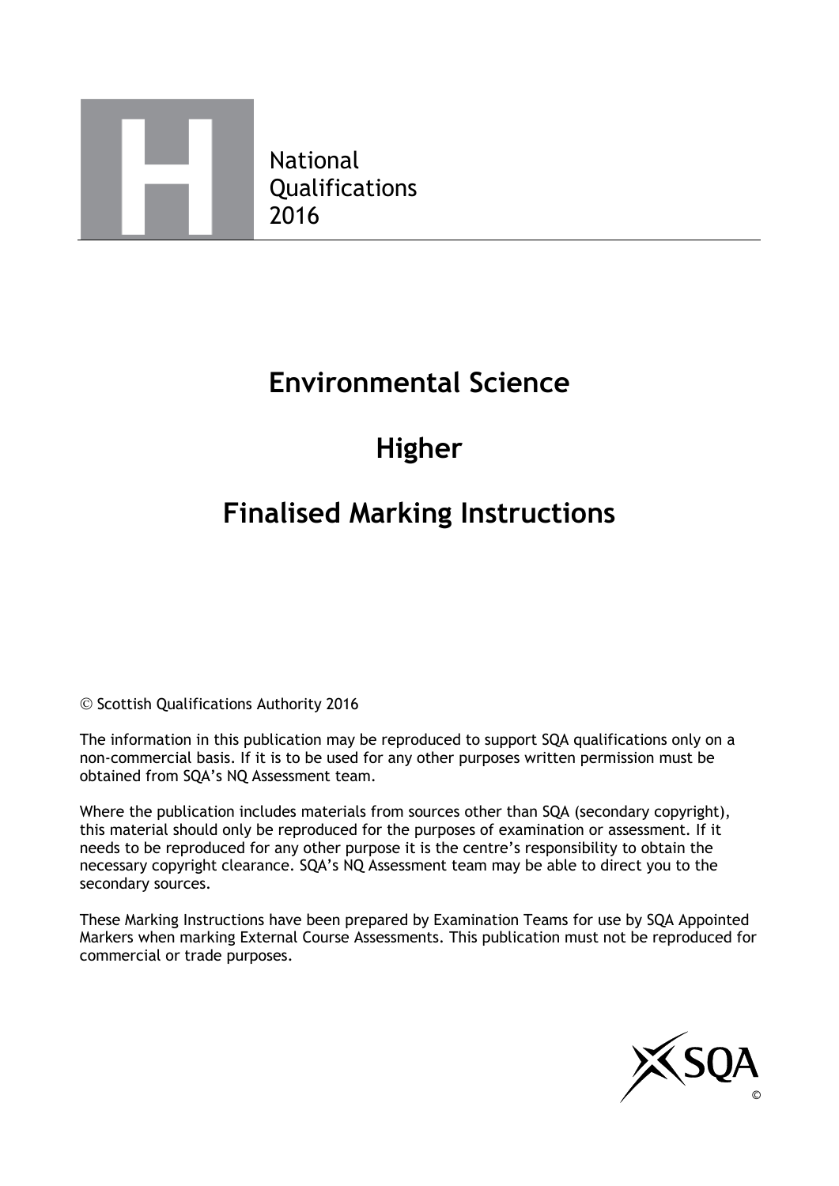National
Qualifications
2016

# Environmental Science

# Higher

# Finalised Marking Instructions

© Scottish Qualifications Authority 2016

The information in this publication may be reproduced to support SQA qualifications only on a non-commercial basis. If it is to be used for any other purposes written permission must be obtained from SQA's NQ Assessment team.

Where the publication includes materials from sources other than SQA (secondary copyright), this material should only be reproduced for the purposes of examination or assessment. If it needs to be reproduced for any other purpose it is the centre's responsibility to obtain the necessary copyright clearance. SQA's NQ Assessment team may be able to direct you to the secondary sources.

These Marking Instructions have been prepared by Examination Teams for use by SQA Appointed Markers when marking External Course Assessments. This publication must not be reproduced for commercial or trade purposes.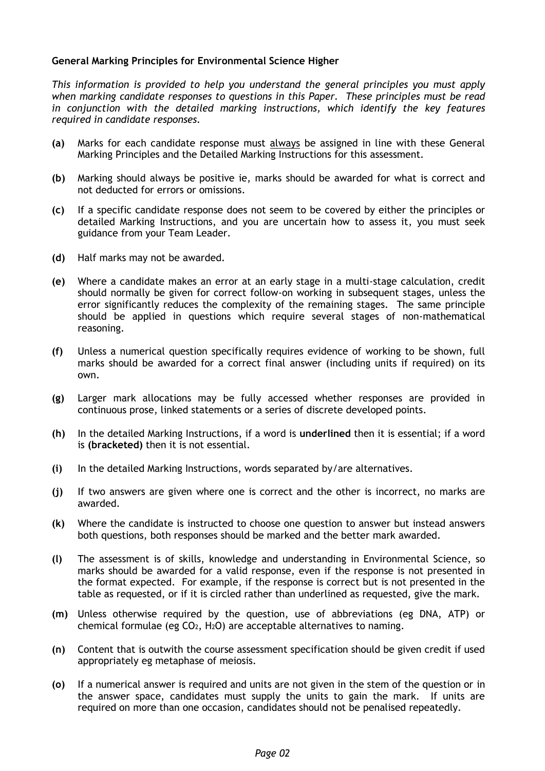**General Marking Principles for Environmental Science Higher**

*This information is provided to help you understand the general principles you must apply when marking candidate responses to questions in this Paper. These principles must be read in conjunction with the detailed marking instructions, which identify the key features required in candidate responses.*

**(a)** Marks for each candidate response must always be assigned in line with these General Marking Principles and the Detailed Marking Instructions for this assessment.

**(b)** Marking should always be positive ie, marks should be awarded for what is correct and not deducted for errors or omissions.

**(c)** If a specific candidate response does not seem to be covered by either the principles or detailed Marking Instructions, and you are uncertain how to assess it, you must seek guidance from your Team Leader.

**(d)** Half marks may not be awarded.

**(e)** Where a candidate makes an error at an early stage in a multi-stage calculation, credit should normally be given for correct follow-on working in subsequent stages, unless the error significantly reduces the complexity of the remaining stages. The same principle should be applied in questions which require several stages of non-mathematical reasoning.

**(f)** Unless a numerical question specifically requires evidence of working to be shown, full marks should be awarded for a correct final answer (including units if required) on its own.

**(g)** Larger mark allocations may be fully accessed whether responses are provided in continuous prose, linked statements or a series of discrete developed points.

**(h)** In the detailed Marking Instructions, if a word is **underlined** then it is essential; if a word is **(bracketed)** then it is not essential.

**(i)** In the detailed Marking Instructions, words separated by/are alternatives.

**(j)** If two answers are given where one is correct and the other is incorrect, no marks are awarded.

**(k)** Where the candidate is instructed to choose one question to answer but instead answers both questions, both responses should be marked and the better mark awarded.

**(l)** The assessment is of skills, knowledge and understanding in Environmental Science, so marks should be awarded for a valid response, even if the response is not presented in the format expected. For example, if the response is correct but is not presented in the table as requested, or if it is circled rather than underlined as requested, give the mark.

**(m)** Unless otherwise required by the question, use of abbreviations (eg DNA, ATP) or chemical formulae (eg $CO_2$, $H_2O$) are acceptable alternatives to naming.

**(n)** Content that is outwith the course assessment specification should be given credit if used appropriately eg metaphase of meiosis.

**(o)** If a numerical answer is required and units are not given in the stem of the question or in the answer space, candidates must supply the units to gain the mark. If units are required on more than one occasion, candidates should not be penalised repeatedly.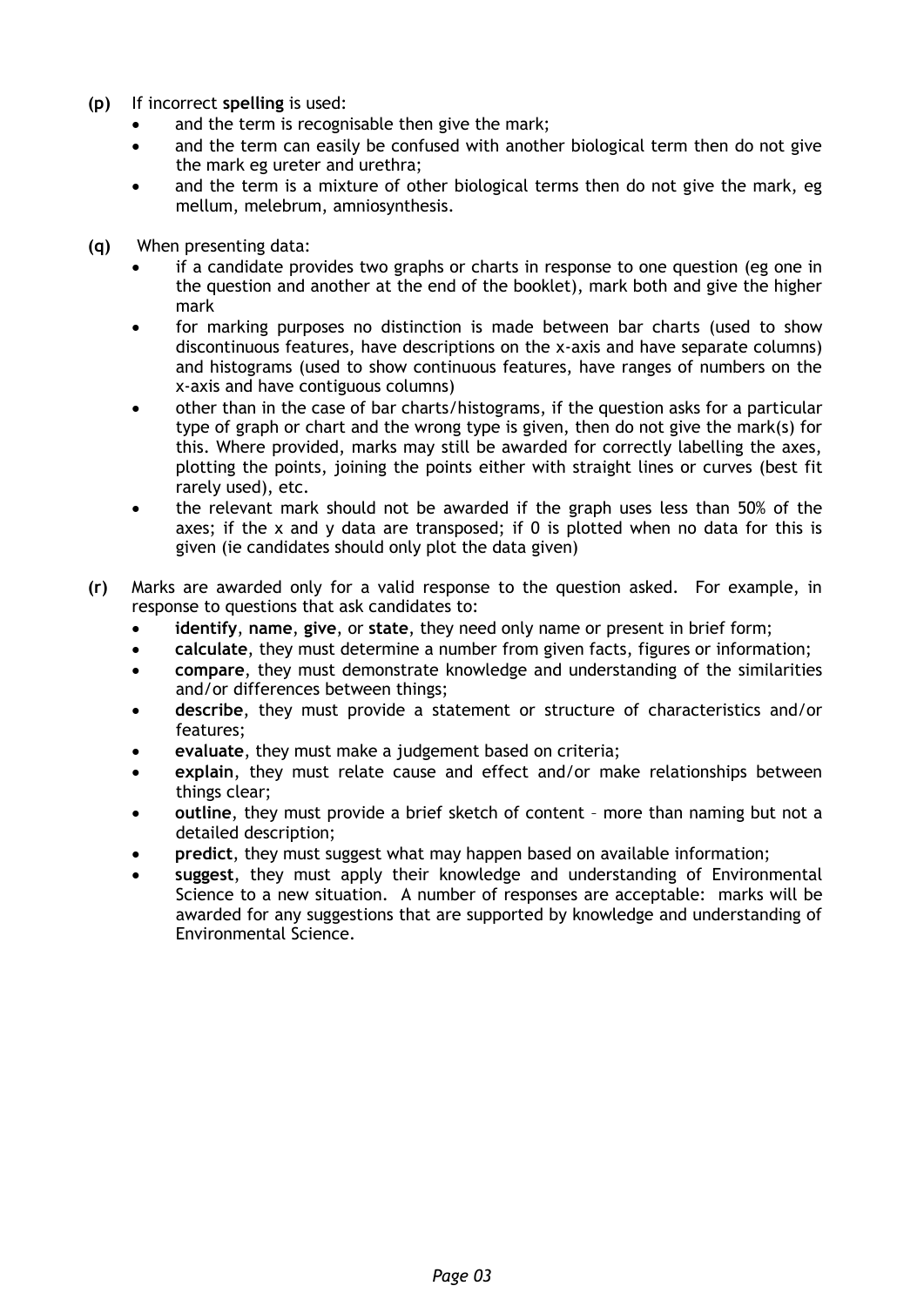**(p)** If incorrect **spelling** is used:

- and the term is recognisable then give the mark;
- and the term can easily be confused with another biological term then do not give the mark eg ureter and urethra;
- and the term is a mixture of other biological terms then do not give the mark, eg mellum, melebrum, amniosynthesis.

**(q)** When presenting data:

- if a candidate provides two graphs or charts in response to one question (eg one in the question and another at the end of the booklet), mark both and give the higher mark
- for marking purposes no distinction is made between bar charts (used to show discontinuous features, have descriptions on the x-axis and have separate columns) and histograms (used to show continuous features, have ranges of numbers on the x-axis and have contiguous columns)
- other than in the case of bar charts/histograms, if the question asks for a particular type of graph or chart and the wrong type is given, then do not give the mark(s) for this. Where provided, marks may still be awarded for correctly labelling the axes, plotting the points, joining the points either with straight lines or curves (best fit rarely used), etc.
- the relevant mark should not be awarded if the graph uses less than 50% of the axes; if the x and y data are transposed; if 0 is plotted when no data for this is given (ie candidates should only plot the data given)

**(r)** Marks are awarded only for a valid response to the question asked. For example, in response to questions that ask candidates to:

- **identify**, **name**, **give**, or **state**, they need only name or present in brief form;
- **calculate**, they must determine a number from given facts, figures or information;
- **compare**, they must demonstrate knowledge and understanding of the similarities and/or differences between things;
- **describe**, they must provide a statement or structure of characteristics and/or features;
- **evaluate**, they must make a judgement based on criteria;
- **explain**, they must relate cause and effect and/or make relationships between things clear;
- **outline**, they must provide a brief sketch of content – more than naming but not a detailed description;
- **predict**, they must suggest what may happen based on available information;
- **suggest**, they must apply their knowledge and understanding of Environmental Science to a new situation. A number of responses are acceptable: marks will be awarded for any suggestions that are supported by knowledge and understanding of Environmental Science.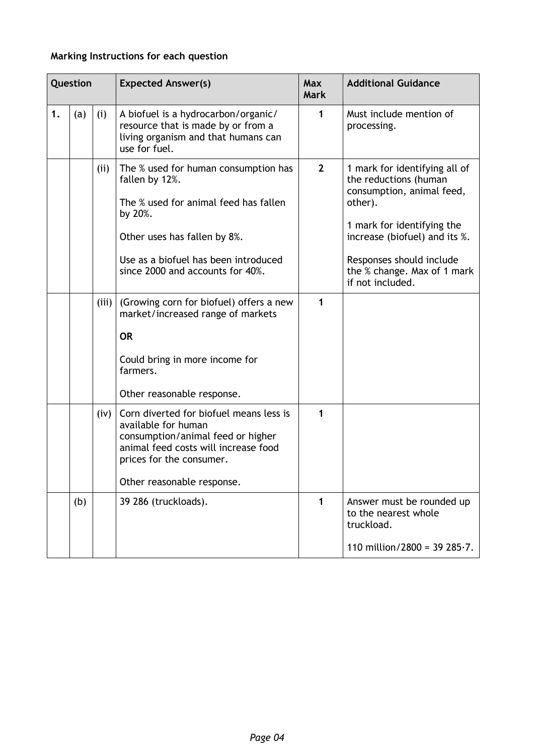**Marking Instructions for each question**

| Question | | | Expected Answer(s) | Max Mark | Additional Guidance |
|---|---|---|---|---|---|
| **1.** | (a) | (i) | A biofuel is a hydrocarbon/organic/ resource that is made by or from a living organism and that humans can use for fuel. | **1** | Must include mention of processing. |
| | | (ii) | The % used for human consumption has fallen by 12%.<br><br>The % used for animal feed has fallen by 20%.<br><br>Other uses has fallen by 8%.<br><br>Use as a biofuel has been introduced since 2000 and accounts for 40%. | **2** | 1 mark for identifying all of the reductions (human consumption, animal feed, other).<br><br>1 mark for identifying the increase (biofuel) and its %.<br><br>Responses should include the % change. Max of 1 mark if not included. |
| | | (iii) | (Growing corn for biofuel) offers a new market/increased range of markets<br><br>**OR**<br><br>Could bring in more income for farmers.<br><br>Other reasonable response. | **1** | |
| | | (iv) | Corn diverted for biofuel means less is available for human consumption/animal feed or higher animal feed costs will increase food prices for the consumer.<br><br>Other reasonable response. | **1** | |
| | (b) | | 39 286 (truckloads). | **1** | Answer must be rounded up to the nearest whole truckload.<br><br>110 million/2800 = 39 285·7. |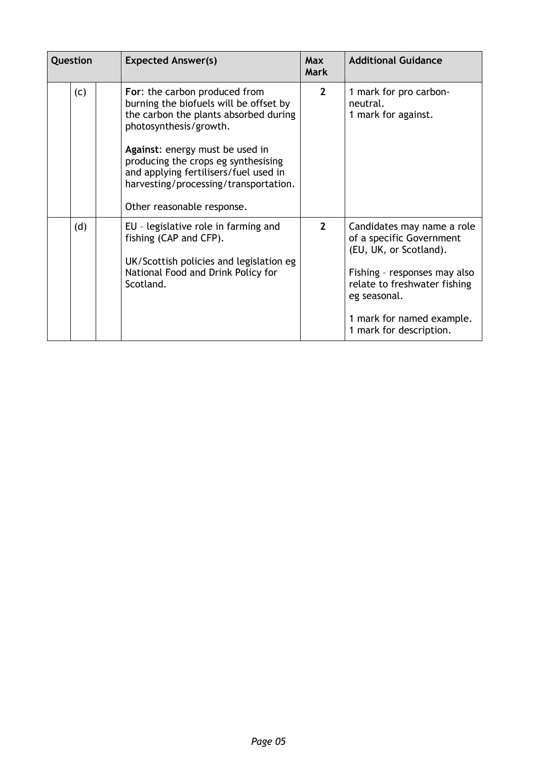| Question | | | Expected Answer(s) | Max Mark | Additional Guidance |
|---|---|---|---|---|---|
| | (c) | | **For**: the carbon produced from burning the biofuels will be offset by the carbon the plants absorbed during photosynthesis/growth.<br><br>**Against**: energy must be used in producing the crops eg synthesising and applying fertilisers/fuel used in harvesting/processing/transportation.<br><br>Other reasonable response. | **2** | 1 mark for pro carbon-neutral.<br>1 mark for against. |
| | (d) | | EU – legislative role in farming and fishing (CAP and CFP).<br><br>UK/Scottish policies and legislation eg National Food and Drink Policy for Scotland. | **2** | Candidates may name a role of a specific Government (EU, UK, or Scotland).<br><br>Fishing – responses may also relate to freshwater fishing eg seasonal.<br><br>1 mark for named example.<br>1 mark for description. |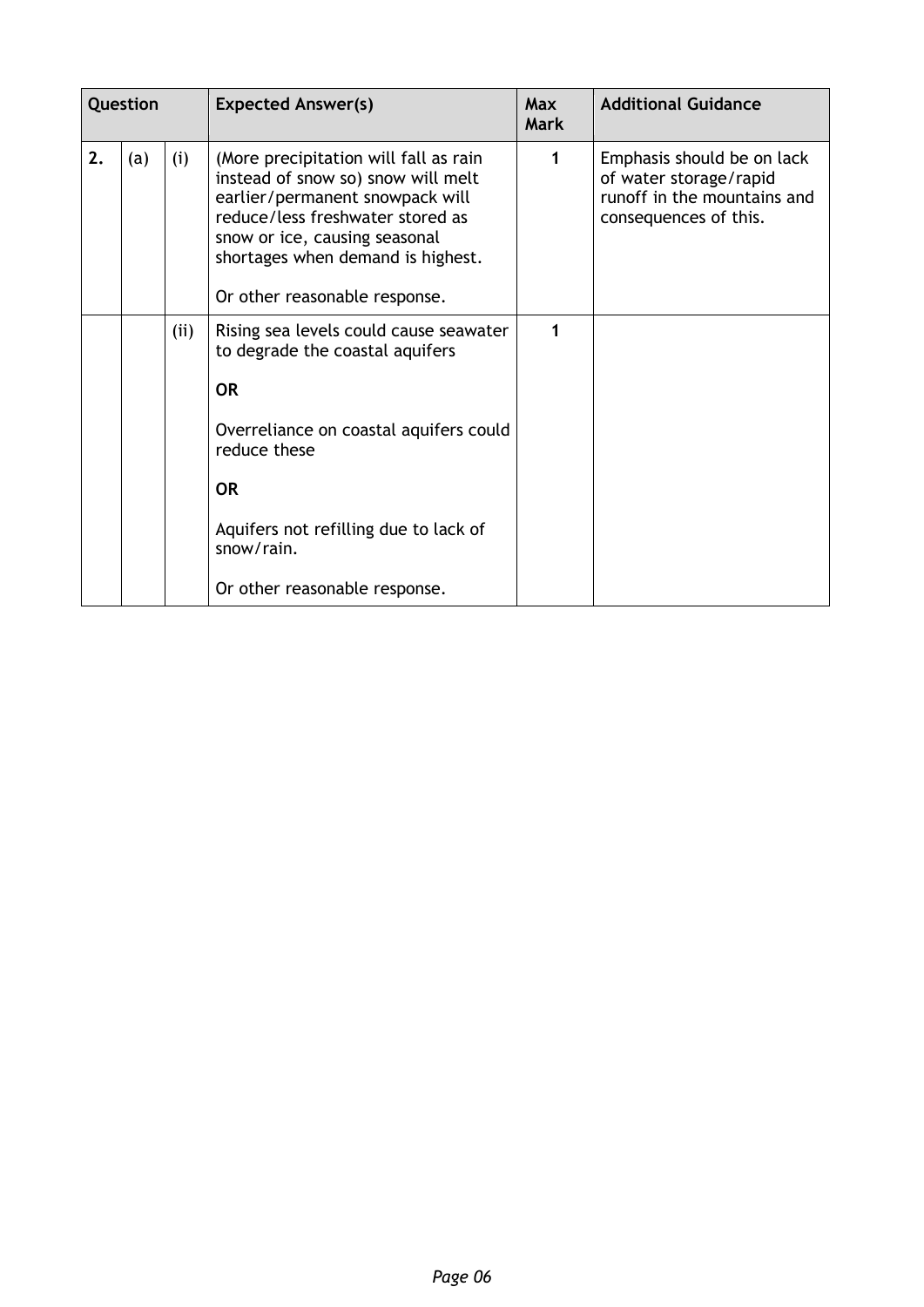| Question | | | Expected Answer(s) | Max Mark | Additional Guidance |
|---|---|---|---|---|---|
| 2. | (a) | (i) | (More precipitation will fall as rain instead of snow so) snow will melt earlier/permanent snowpack will reduce/less freshwater stored as snow or ice, causing seasonal shortages when demand is highest.<br><br>Or other reasonable response. | 1 | Emphasis should be on lack of water storage/rapid runoff in the mountains and consequences of this. |
| | | (ii) | Rising sea levels could cause seawater to degrade the coastal aquifers<br><br>**OR**<br><br>Overreliance on coastal aquifers could reduce these<br><br>**OR**<br><br>Aquifers not refilling due to lack of snow/rain.<br><br>Or other reasonable response. | 1 | |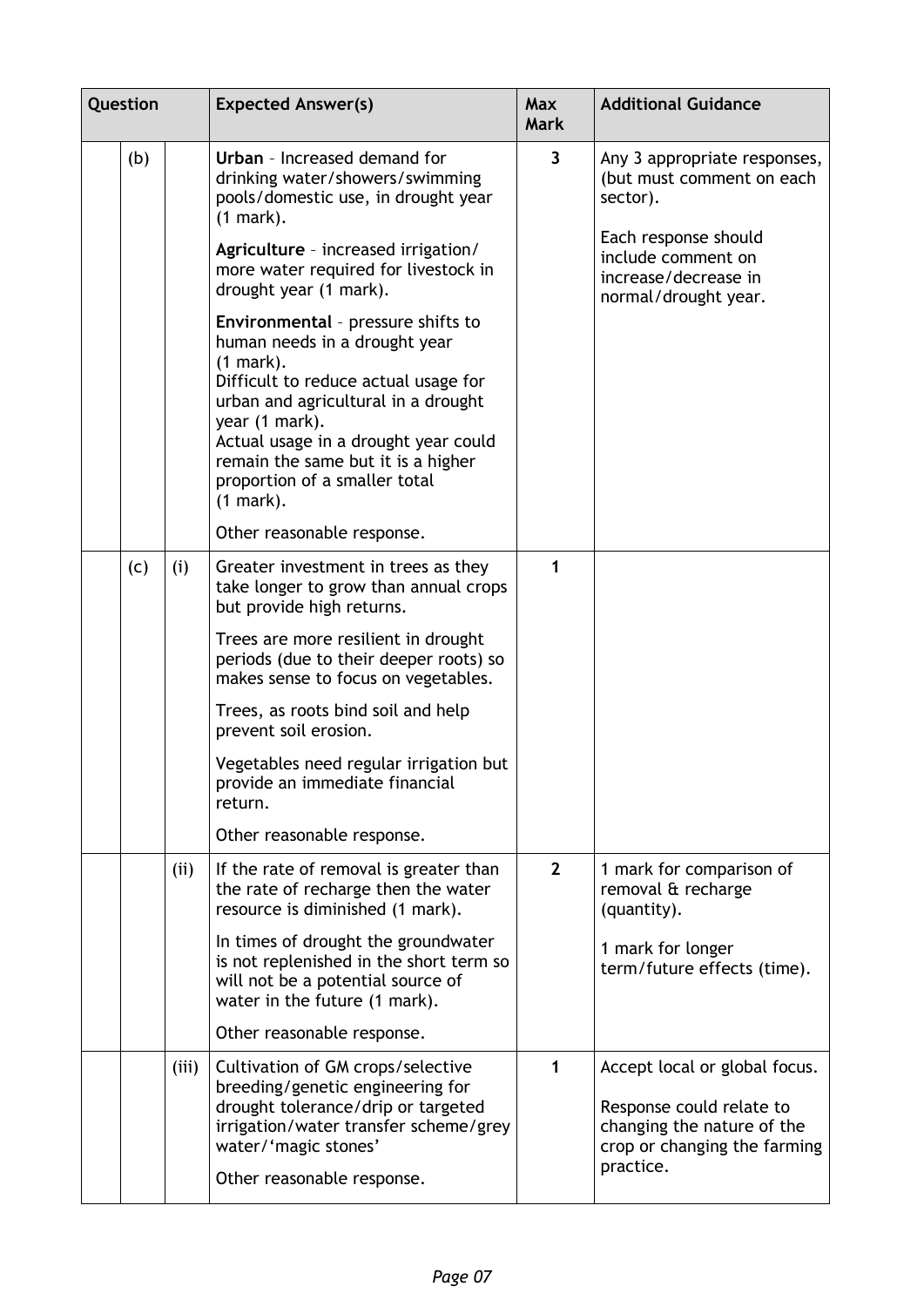| Question | | | Expected Answer(s) | Max Mark | Additional Guidance |
|---|---|---|---|---|---|
| | (b) | | **Urban** – Increased demand for drinking water/showers/swimming pools/domestic use, in drought year (1 mark).<br><br>**Agriculture** – increased irrigation/ more water required for livestock in drought year (1 mark).<br><br>**Environmental** – pressure shifts to human needs in a drought year (1 mark).<br>Difficult to reduce actual usage for urban and agricultural in a drought year (1 mark).<br>Actual usage in a drought year could remain the same but it is a higher proportion of a smaller total (1 mark).<br><br>Other reasonable response. | 3 | Any 3 appropriate responses, (but must comment on each sector).<br><br>Each response should include comment on increase/decrease in normal/drought year. |
| | (c) | (i) | Greater investment in trees as they take longer to grow than annual crops but provide high returns.<br><br>Trees are more resilient in drought periods (due to their deeper roots) so makes sense to focus on vegetables.<br><br>Trees, as roots bind soil and help prevent soil erosion.<br><br>Vegetables need regular irrigation but provide an immediate financial return.<br><br>Other reasonable response. | 1 | |
| | | (ii) | If the rate of removal is greater than the rate of recharge then the water resource is diminished (1 mark).<br><br>In times of drought the groundwater is not replenished in the short term so will not be a potential source of water in the future (1 mark).<br><br>Other reasonable response. | 2 | 1 mark for comparison of removal & recharge (quantity).<br><br>1 mark for longer term/future effects (time). |
| | | (iii) | Cultivation of GM crops/selective breeding/genetic engineering for drought tolerance/drip or targeted irrigation/water transfer scheme/grey water/'magic stones'<br><br>Other reasonable response. | 1 | Accept local or global focus.<br><br>Response could relate to changing the nature of the crop or changing the farming practice. |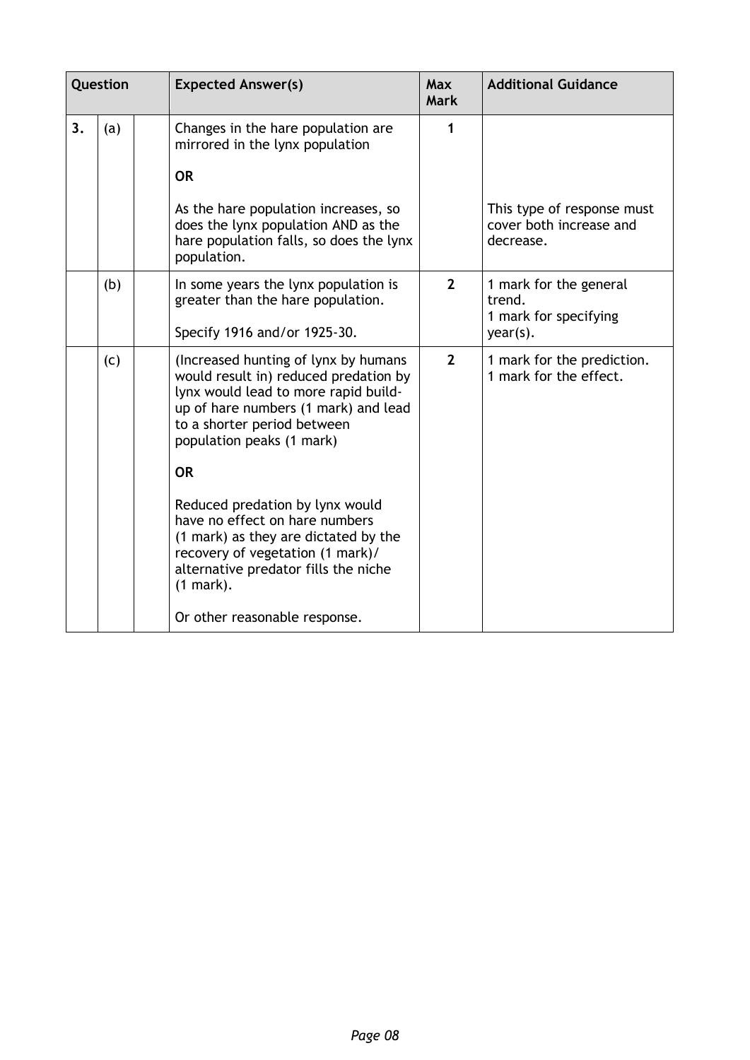| Question | | | Expected Answer(s) | Max Mark | Additional Guidance |
|---|---|---|---|---|---|
| 3. | (a) | | Changes in the hare population are mirrored in the lynx population<br><br>**OR**<br><br>As the hare population increases, so does the lynx population AND as the hare population falls, so does the lynx population. | 1 | <br><br><br><br>This type of response must cover both increase and decrease. |
| | (b) | | In some years the lynx population is greater than the hare population.<br><br>Specify 1916 and/or 1925-30. | 2 | 1 mark for the general trend.<br>1 mark for specifying year(s). |
| | (c) | | (Increased hunting of lynx by humans would result in) reduced predation by lynx would lead to more rapid build-up of hare numbers (1 mark) and lead to a shorter period between population peaks (1 mark)<br><br>**OR**<br><br>Reduced predation by lynx would have no effect on hare numbers (1 mark) as they are dictated by the recovery of vegetation (1 mark)/ alternative predator fills the niche (1 mark).<br><br>Or other reasonable response. | 2 | 1 mark for the prediction.<br>1 mark for the effect. |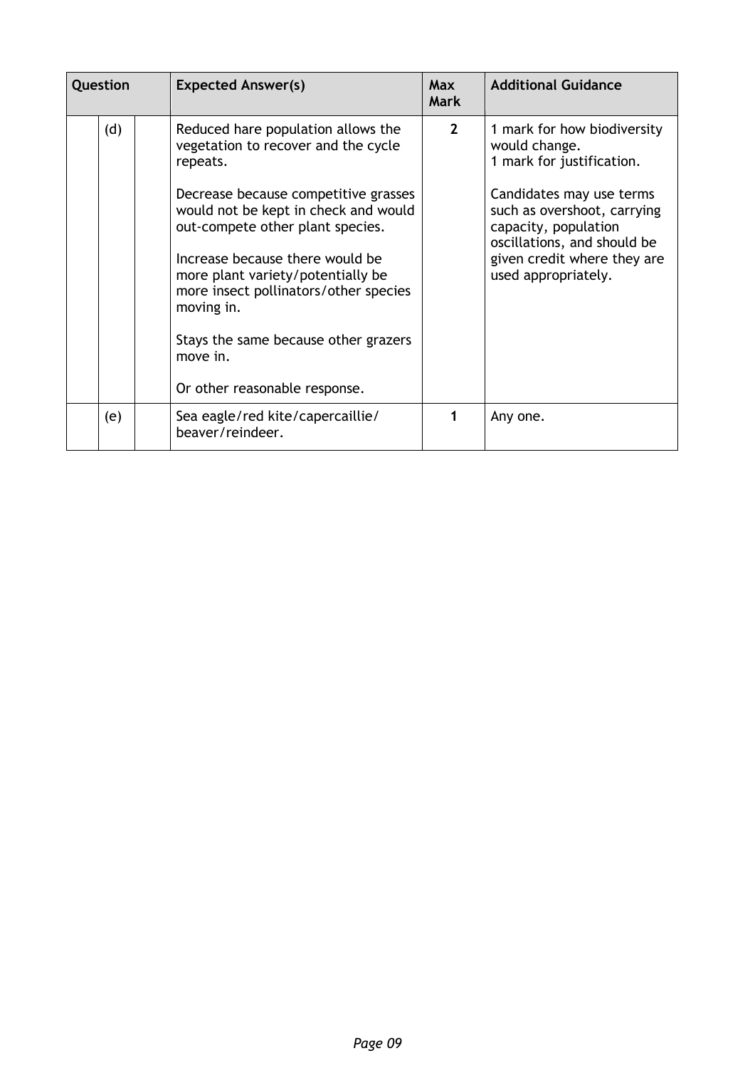| Question | | | Expected Answer(s) | Max Mark | Additional Guidance |
|---|---|---|---|---|---|
| | (d) | | Reduced hare population allows the vegetation to recover and the cycle repeats.<br><br>Decrease because competitive grasses would not be kept in check and would out-compete other plant species.<br><br>Increase because there would be more plant variety/potentially be more insect pollinators/other species moving in.<br><br>Stays the same because other grazers move in.<br><br>Or other reasonable response. | **2** | 1 mark for how biodiversity would change.<br>1 mark for justification.<br><br>Candidates may use terms such as overshoot, carrying capacity, population oscillations, and should be given credit where they are used appropriately. |
| | (e) | | Sea eagle/red kite/capercaillie/beaver/reindeer. | **1** | Any one. |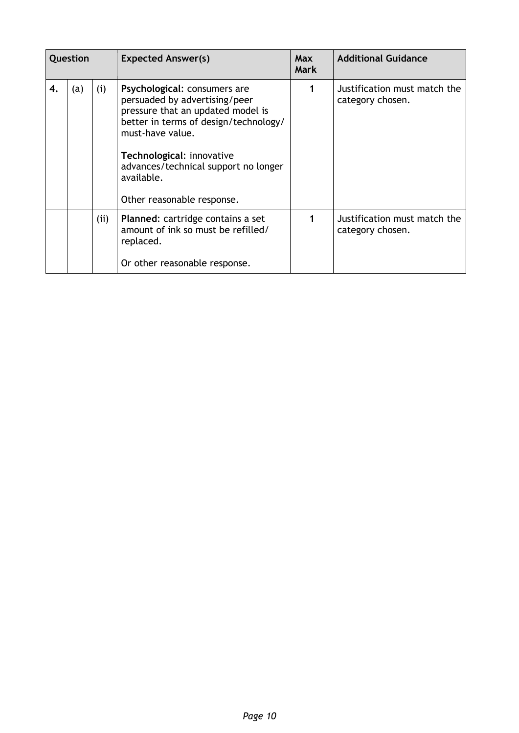| Question | | | Expected Answer(s) | Max Mark | Additional Guidance |
|---|---|---|---|---|---|
| 4. | (a) | (i) | **Psychological**: consumers are persuaded by advertising/peer pressure that an updated model is better in terms of design/technology/ must-have value.<br><br>**Technological**: innovative advances/technical support no longer available.<br><br>Other reasonable response. | 1 | Justification must match the category chosen. |
| | | (ii) | **Planned**: cartridge contains a set amount of ink so must be refilled/ replaced.<br><br>Or other reasonable response. | 1 | Justification must match the category chosen. |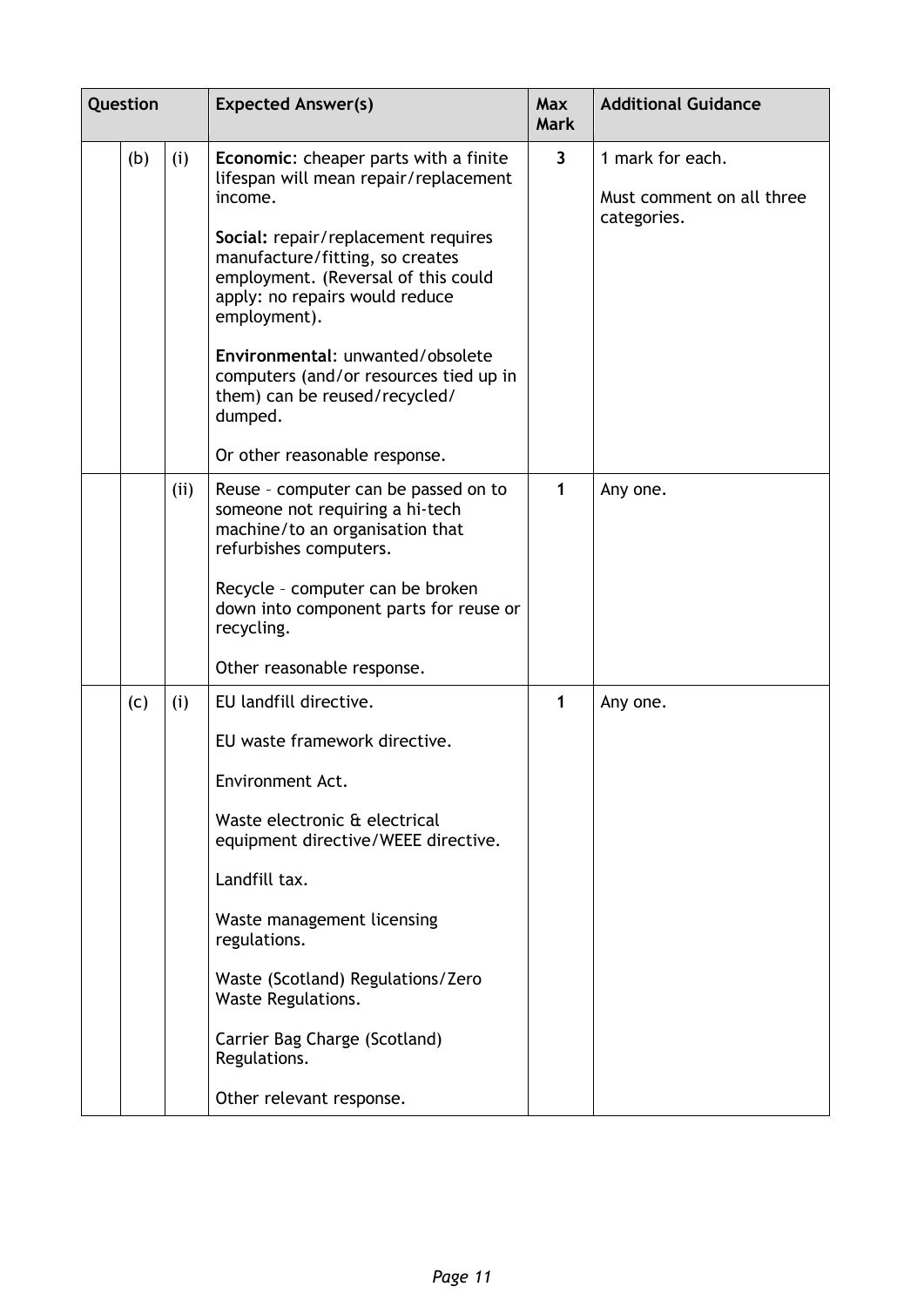| Question | | | Expected Answer(s) | Max Mark | Additional Guidance |
|---|---|---|---|---|---|
| | (b) | (i) | **Economic**: cheaper parts with a finite lifespan will mean repair/replacement income.<br><br>**Social:** repair/replacement requires manufacture/fitting, so creates employment. (Reversal of this could apply: no repairs would reduce employment).<br><br>**Environmental**: unwanted/obsolete computers (and/or resources tied up in them) can be reused/recycled/ dumped.<br><br>Or other reasonable response. | **3** | 1 mark for each.<br><br>Must comment on all three categories. |
| | | (ii) | Reuse – computer can be passed on to someone not requiring a hi-tech machine/to an organisation that refurbishes computers.<br><br>Recycle – computer can be broken down into component parts for reuse or recycling.<br><br>Other reasonable response. | **1** | Any one. |
| | (c) | (i) | EU landfill directive.<br><br>EU waste framework directive.<br><br>Environment Act.<br><br>Waste electronic & electrical equipment directive/WEEE directive.<br><br>Landfill tax.<br><br>Waste management licensing regulations.<br><br>Waste (Scotland) Regulations/Zero Waste Regulations.<br><br>Carrier Bag Charge (Scotland) Regulations.<br><br>Other relevant response. | **1** | Any one. |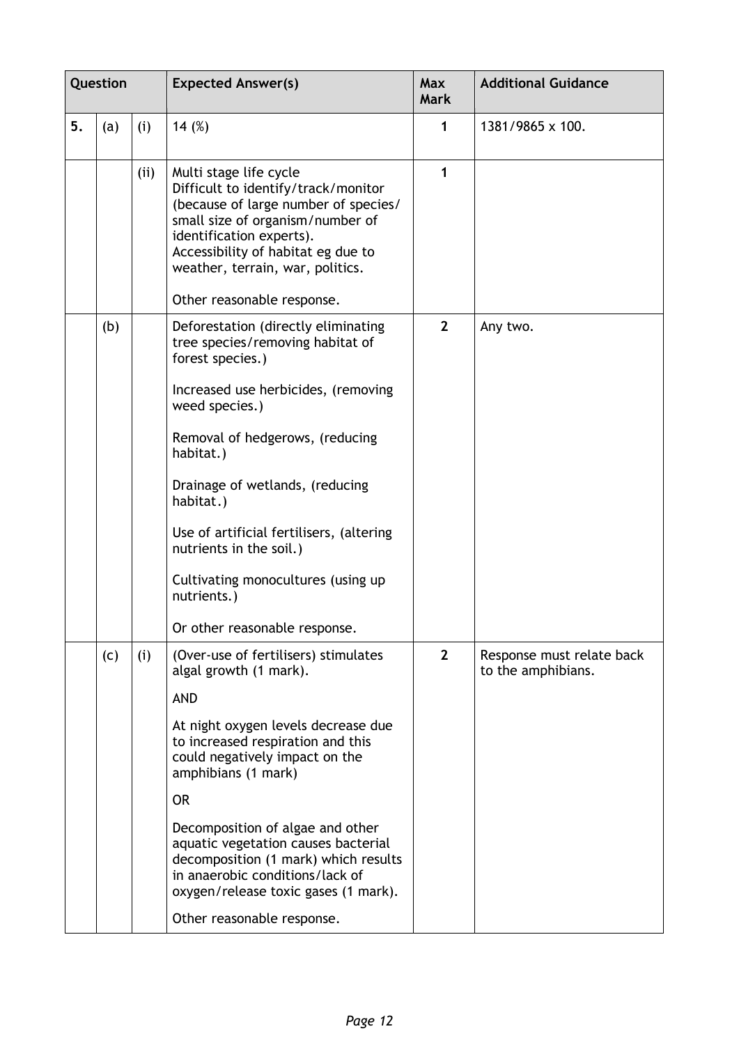| Question | | | Expected Answer(s) | Max Mark | Additional Guidance |
|---|---|---|---|---|---|
| 5. | (a) | (i) | 14 (%) | 1 | 1381/9865 x 100. |
| | | (ii) | Multi stage life cycle<br>Difficult to identify/track/monitor (because of large number of species/ small size of organism/number of identification experts).<br>Accessibility of habitat eg due to weather, terrain, war, politics.<br><br>Other reasonable response. | 1 | |
| | (b) | | Deforestation (directly eliminating tree species/removing habitat of forest species.)<br><br>Increased use herbicides, (removing weed species.)<br><br>Removal of hedgerows, (reducing habitat.)<br><br>Drainage of wetlands, (reducing habitat.)<br><br>Use of artificial fertilisers, (altering nutrients in the soil.)<br><br>Cultivating monocultures (using up nutrients.)<br><br>Or other reasonable response. | 2 | Any two. |
| | (c) | (i) | (Over-use of fertilisers) stimulates algal growth (1 mark).<br><br>AND<br><br>At night oxygen levels decrease due to increased respiration and this could negatively impact on the amphibians (1 mark)<br><br>OR<br><br>Decomposition of algae and other aquatic vegetation causes bacterial decomposition (1 mark) which results in anaerobic conditions/lack of oxygen/release toxic gases (1 mark).<br><br>Other reasonable response. | 2 | Response must relate back to the amphibians. |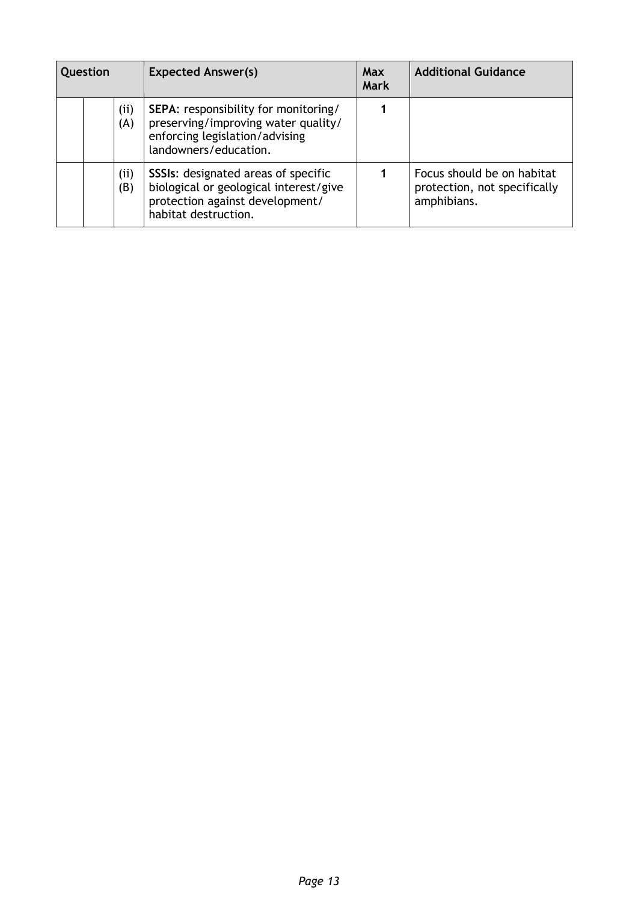| Question | | | Expected Answer(s) | Max Mark | Additional Guidance |
|---|---|---|---|---|---|
| | | (ii) (A) | **SEPA**: responsibility for monitoring/ preserving/improving water quality/ enforcing legislation/advising landowners/education. | 1 | |
| | | (ii) (B) | **SSSIs**: designated areas of specific biological or geological interest/give protection against development/ habitat destruction. | 1 | Focus should be on habitat protection, not specifically amphibians. |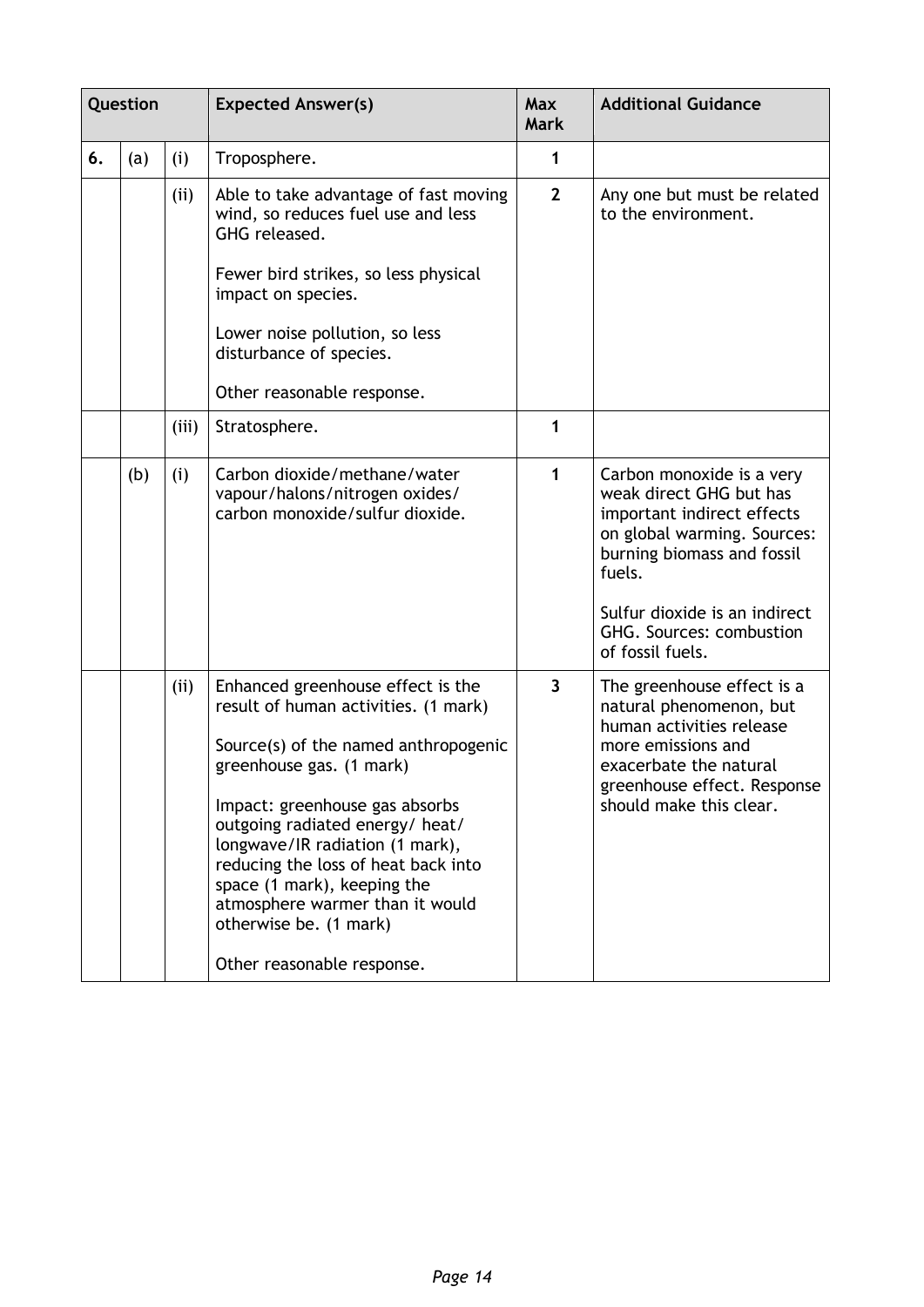| Question | | | Expected Answer(s) | Max Mark | Additional Guidance |
|---|---|---|---|---|---|
| 6. | (a) | (i) | Troposphere. | 1 | |
| | | (ii) | Able to take advantage of fast moving wind, so reduces fuel use and less GHG released.<br><br>Fewer bird strikes, so less physical impact on species.<br><br>Lower noise pollution, so less disturbance of species.<br><br>Other reasonable response. | 2 | Any one but must be related to the environment. |
| | | (iii) | Stratosphere. | 1 | |
| | (b) | (i) | Carbon dioxide/methane/water vapour/halons/nitrogen oxides/ carbon monoxide/sulfur dioxide. | 1 | Carbon monoxide is a very weak direct GHG but has important indirect effects on global warming. Sources: burning biomass and fossil fuels.<br><br>Sulfur dioxide is an indirect GHG. Sources: combustion of fossil fuels. |
| | | (ii) | Enhanced greenhouse effect is the result of human activities. (1 mark)<br><br>Source(s) of the named anthropogenic greenhouse gas. (1 mark)<br><br>Impact: greenhouse gas absorbs outgoing radiated energy/ heat/ longwave/IR radiation (1 mark), reducing the loss of heat back into space (1 mark), keeping the atmosphere warmer than it would otherwise be. (1 mark)<br><br>Other reasonable response. | 3 | The greenhouse effect is a natural phenomenon, but human activities release more emissions and exacerbate the natural greenhouse effect. Response should make this clear. |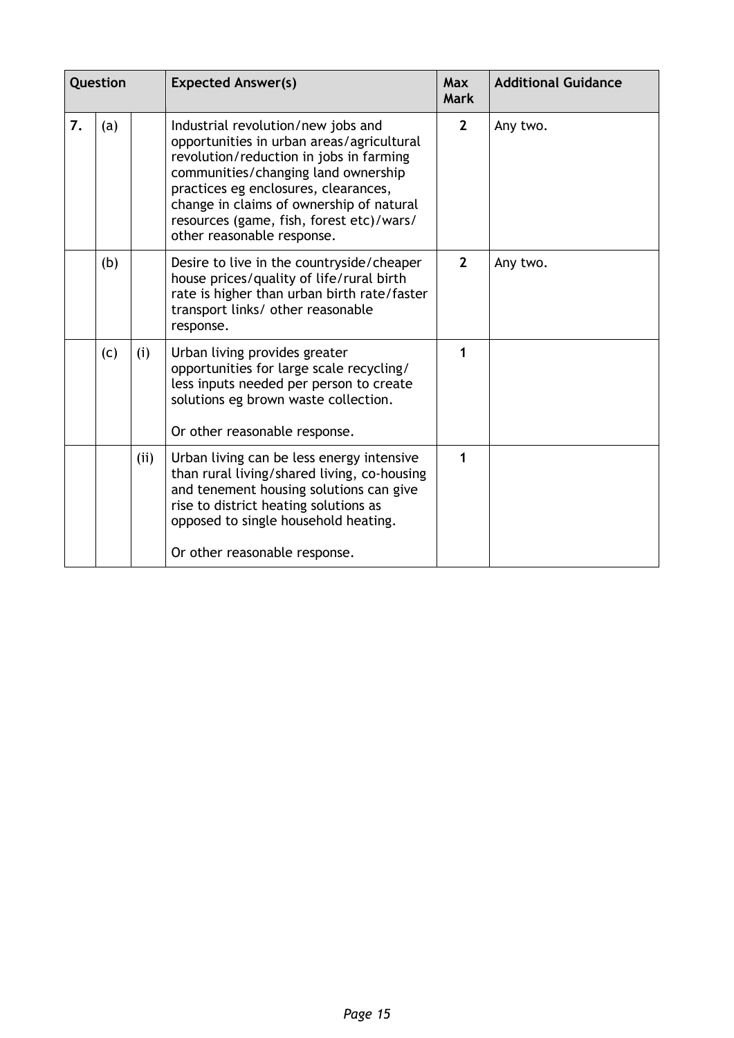| Question | | | Expected Answer(s) | Max Mark | Additional Guidance |
|---|---|---|---|---|---|
| 7. | (a) | | Industrial revolution/new jobs and opportunities in urban areas/agricultural revolution/reduction in jobs in farming communities/changing land ownership practices eg enclosures, clearances, change in claims of ownership of natural resources (game, fish, forest etc)/wars/ other reasonable response. | 2 | Any two. |
| | (b) | | Desire to live in the countryside/cheaper house prices/quality of life/rural birth rate is higher than urban birth rate/faster transport links/ other reasonable response. | 2 | Any two. |
| | (c) | (i) | Urban living provides greater opportunities for large scale recycling/ less inputs needed per person to create solutions eg brown waste collection.<br><br>Or other reasonable response. | 1 | |
| | | (ii) | Urban living can be less energy intensive than rural living/shared living, co-housing and tenement housing solutions can give rise to district heating solutions as opposed to single household heating.<br><br>Or other reasonable response. | 1 | |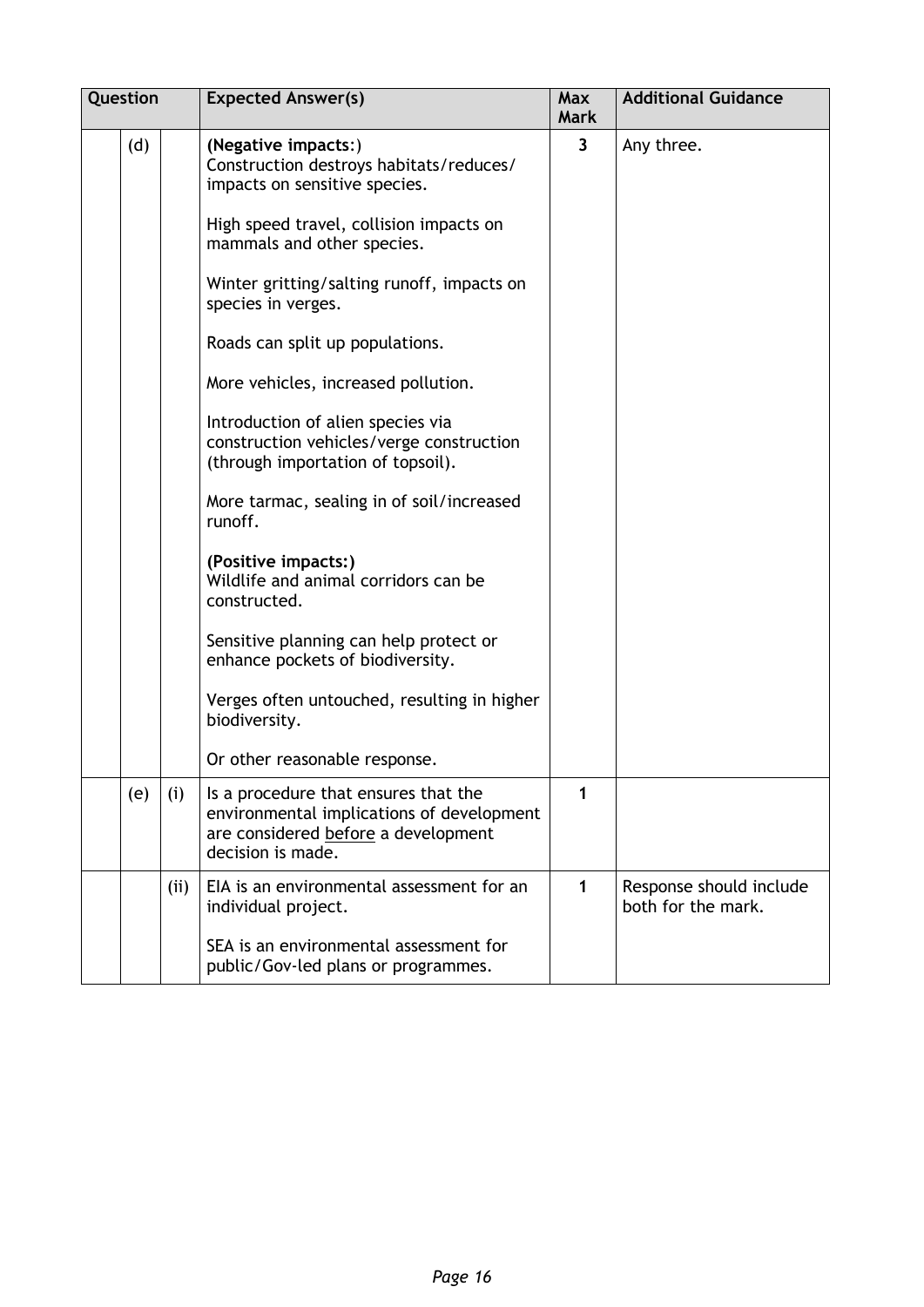| Question | | | Expected Answer(s) | Max Mark | Additional Guidance |
|---|---|---|---|---|---|
| | (d) | | **(Negative impacts:)**<br>Construction destroys habitats/reduces/ impacts on sensitive species.<br><br>High speed travel, collision impacts on mammals and other species.<br><br>Winter gritting/salting runoff, impacts on species in verges.<br><br>Roads can split up populations.<br><br>More vehicles, increased pollution.<br><br>Introduction of alien species via construction vehicles/verge construction (through importation of topsoil).<br><br>More tarmac, sealing in of soil/increased runoff.<br><br>**(Positive impacts:)**<br>Wildlife and animal corridors can be constructed.<br><br>Sensitive planning can help protect or enhance pockets of biodiversity.<br><br>Verges often untouched, resulting in higher biodiversity.<br><br>Or other reasonable response. | 3 | Any three. |
| | (e) | (i) | Is a procedure that ensures that the environmental implications of development are considered <u>before</u> a development decision is made. | 1 | |
| | | (ii) | EIA is an environmental assessment for an individual project.<br><br>SEA is an environmental assessment for public/Gov-led plans or programmes. | 1 | Response should include both for the mark. |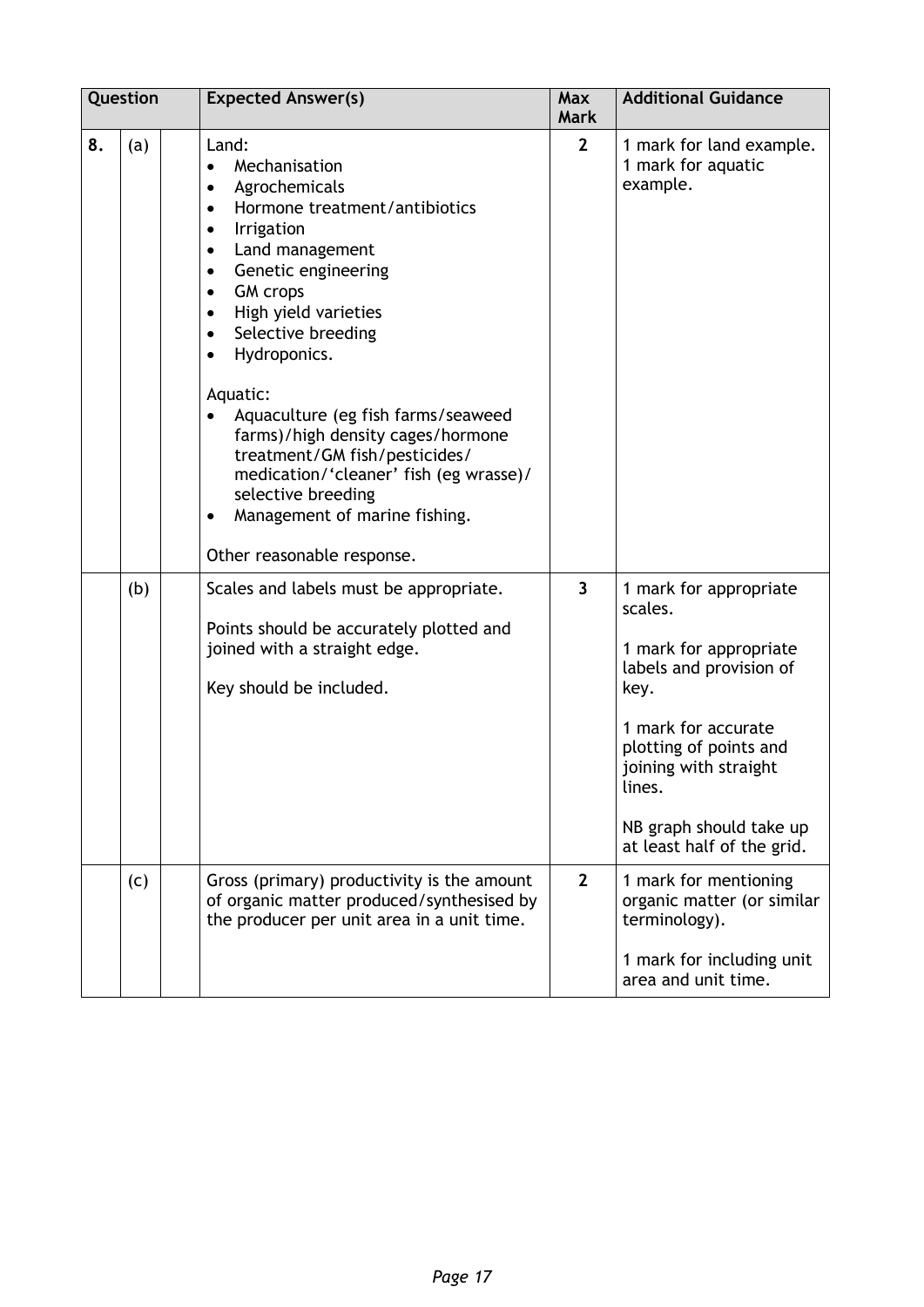| Question | | | Expected Answer(s) | Max Mark | Additional Guidance |
|---|---|---|---|---|---|
| 8. | (a) | | Land:<br>• Mechanisation<br>• Agrochemicals<br>• Hormone treatment/antibiotics<br>• Irrigation<br>• Land management<br>• Genetic engineering<br>• GM crops<br>• High yield varieties<br>• Selective breeding<br>• Hydroponics.<br><br>Aquatic:<br>• Aquaculture (eg fish farms/seaweed farms)/high density cages/hormone treatment/GM fish/pesticides/ medication/'cleaner' fish (eg wrasse)/ selective breeding<br>• Management of marine fishing.<br><br>Other reasonable response. | 2 | 1 mark for land example.<br>1 mark for aquatic example. |
| | (b) | | Scales and labels must be appropriate.<br><br>Points should be accurately plotted and joined with a straight edge.<br><br>Key should be included. | 3 | 1 mark for appropriate scales.<br><br>1 mark for appropriate labels and provision of key.<br><br>1 mark for accurate plotting of points and joining with straight lines.<br><br>NB graph should take up at least half of the grid. |
| | (c) | | Gross (primary) productivity is the amount of organic matter produced/synthesised by the producer per unit area in a unit time. | 2 | 1 mark for mentioning organic matter (or similar terminology).<br><br>1 mark for including unit area and unit time. |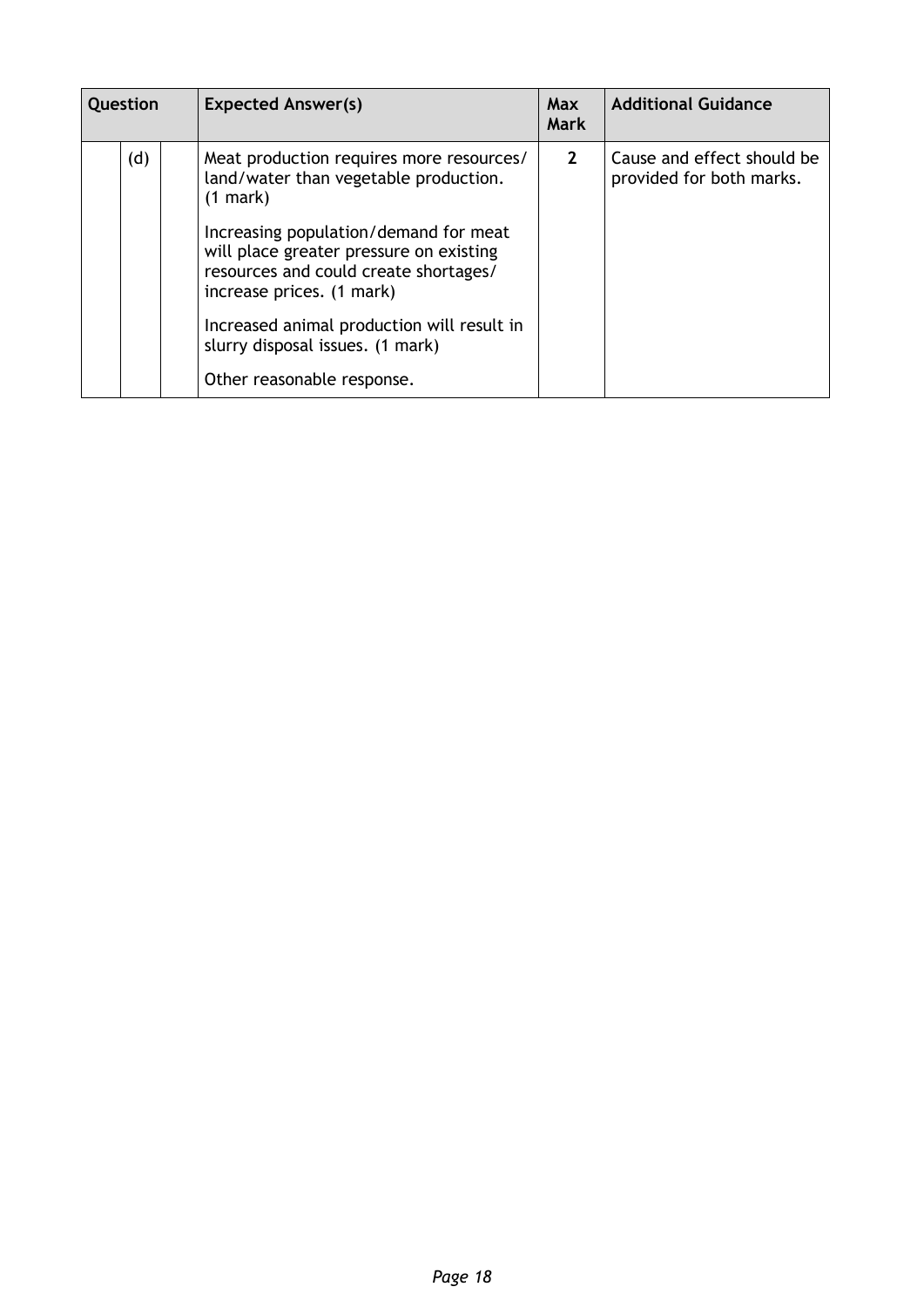| Question | | | Expected Answer(s) | Max Mark | Additional Guidance |
|---|---|---|---|---|---|
| | (d) | | Meat production requires more resources/ land/water than vegetable production. (1 mark)<br><br>Increasing population/demand for meat will place greater pressure on existing resources and could create shortages/ increase prices. (1 mark)<br><br>Increased animal production will result in slurry disposal issues. (1 mark)<br><br>Other reasonable response. | 2 | Cause and effect should be provided for both marks. |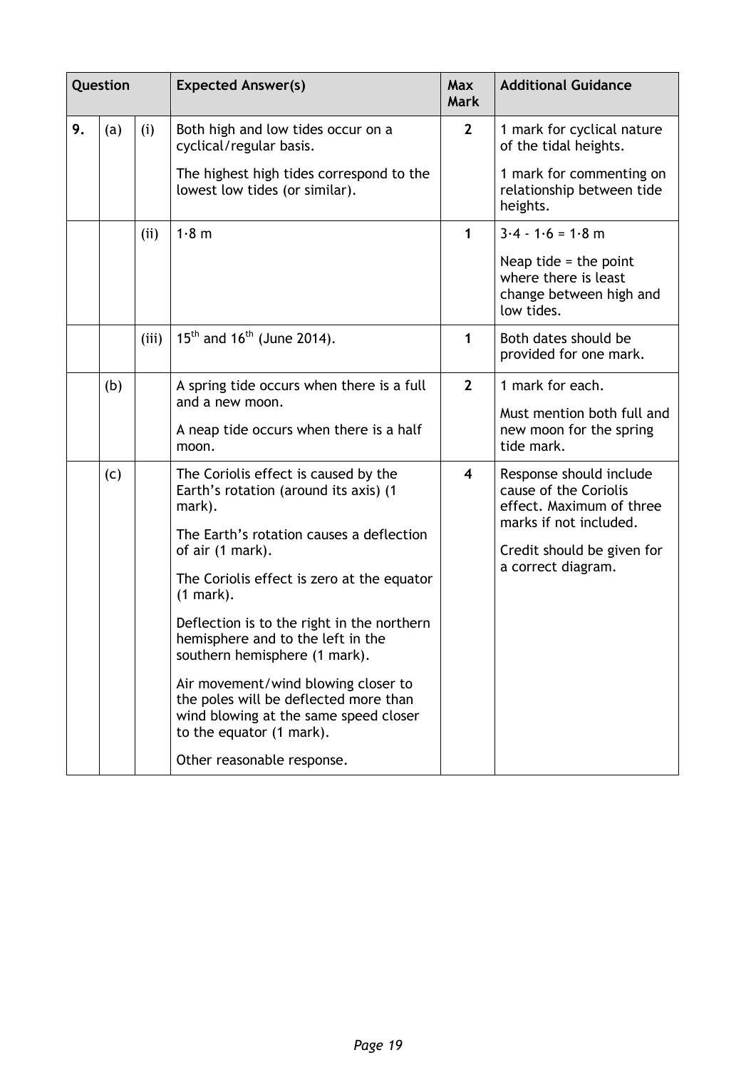| Question | | | Expected Answer(s) | Max Mark | Additional Guidance |
|---|---|---|---|---|---|
| 9. | (a) | (i) | Both high and low tides occur on a cyclical/regular basis.<br><br>The highest high tides correspond to the lowest low tides (or similar). | 2 | 1 mark for cyclical nature of the tidal heights.<br><br>1 mark for commenting on relationship between tide heights. |
| | | (ii) | 1·8 m | 1 | 3·4 - 1·6 = 1·8 m<br><br>Neap tide = the point where there is least change between high and low tides. |
| | | (iii) | 15th and 16th (June 2014). | 1 | Both dates should be provided for one mark. |
| | (b) | | A spring tide occurs when there is a full and a new moon.<br><br>A neap tide occurs when there is a half moon. | 2 | 1 mark for each.<br><br>Must mention both full and new moon for the spring tide mark. |
| | (c) | | The Coriolis effect is caused by the Earth's rotation (around its axis) (1 mark).<br><br>The Earth's rotation causes a deflection of air (1 mark).<br><br>The Coriolis effect is zero at the equator (1 mark).<br><br>Deflection is to the right in the northern hemisphere and to the left in the southern hemisphere (1 mark).<br><br>Air movement/wind blowing closer to the poles will be deflected more than wind blowing at the same speed closer to the equator (1 mark).<br><br>Other reasonable response. | 4 | Response should include cause of the Coriolis effect. Maximum of three marks if not included.<br><br>Credit should be given for a correct diagram. |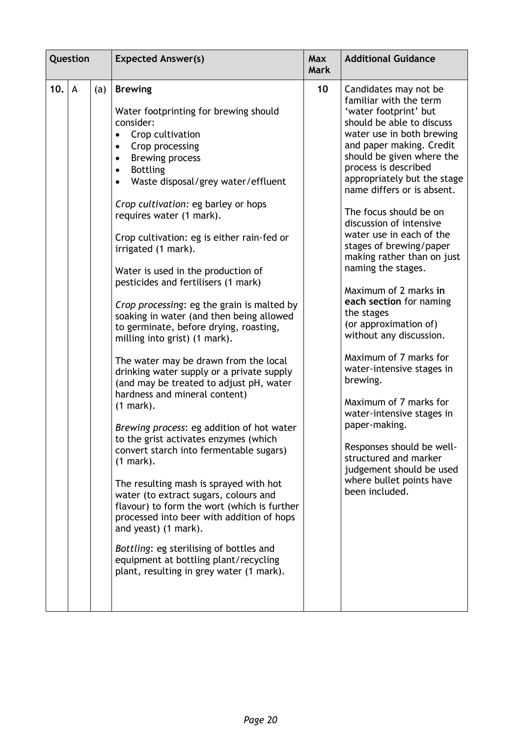| Question | | | Expected Answer(s) | Max Mark | Additional Guidance |
|---|---|---|---|---|---|
| 10. | A | (a) | **Brewing**<br><br>Water footprinting for brewing should consider:<br>• Crop cultivation<br>• Crop processing<br>• Brewing process<br>• Bottling<br>• Waste disposal/grey water/effluent<br><br>*Crop cultivation:* eg barley or hops requires water (1 mark).<br><br>Crop cultivation: eg is either rain-fed or irrigated (1 mark).<br><br>Water is used in the production of pesticides and fertilisers (1 mark)<br><br>*Crop processing*: eg the grain is malted by soaking in water (and then being allowed to germinate, before drying, roasting, milling into grist) (1 mark).<br><br>The water may be drawn from the local drinking water supply or a private supply (and may be treated to adjust pH, water hardness and mineral content) (1 mark).<br><br>*Brewing process*: eg addition of hot water to the grist activates enzymes (which convert starch into fermentable sugars) (1 mark).<br><br>The resulting mash is sprayed with hot water (to extract sugars, colours and flavour) to form the wort (which is further processed into beer with addition of hops and yeast) (1 mark).<br><br>*Bottling*: eg sterilising of bottles and equipment at bottling plant/recycling plant, resulting in grey water (1 mark). | 10 | Candidates may not be familiar with the term 'water footprint' but should be able to discuss water use in both brewing and paper making. Credit should be given where the process is described appropriately but the stage name differs or is absent.<br><br>The focus should be on discussion of intensive water use in each of the stages of brewing/paper making rather than on just naming the stages.<br><br>Maximum of 2 marks **in each section** for naming the stages (or approximation of) without any discussion.<br><br>Maximum of 7 marks for water-intensive stages in brewing.<br><br>Maximum of 7 marks for water-intensive stages in paper-making.<br><br>Responses should be well-structured and marker judgement should be used where bullet points have been included. |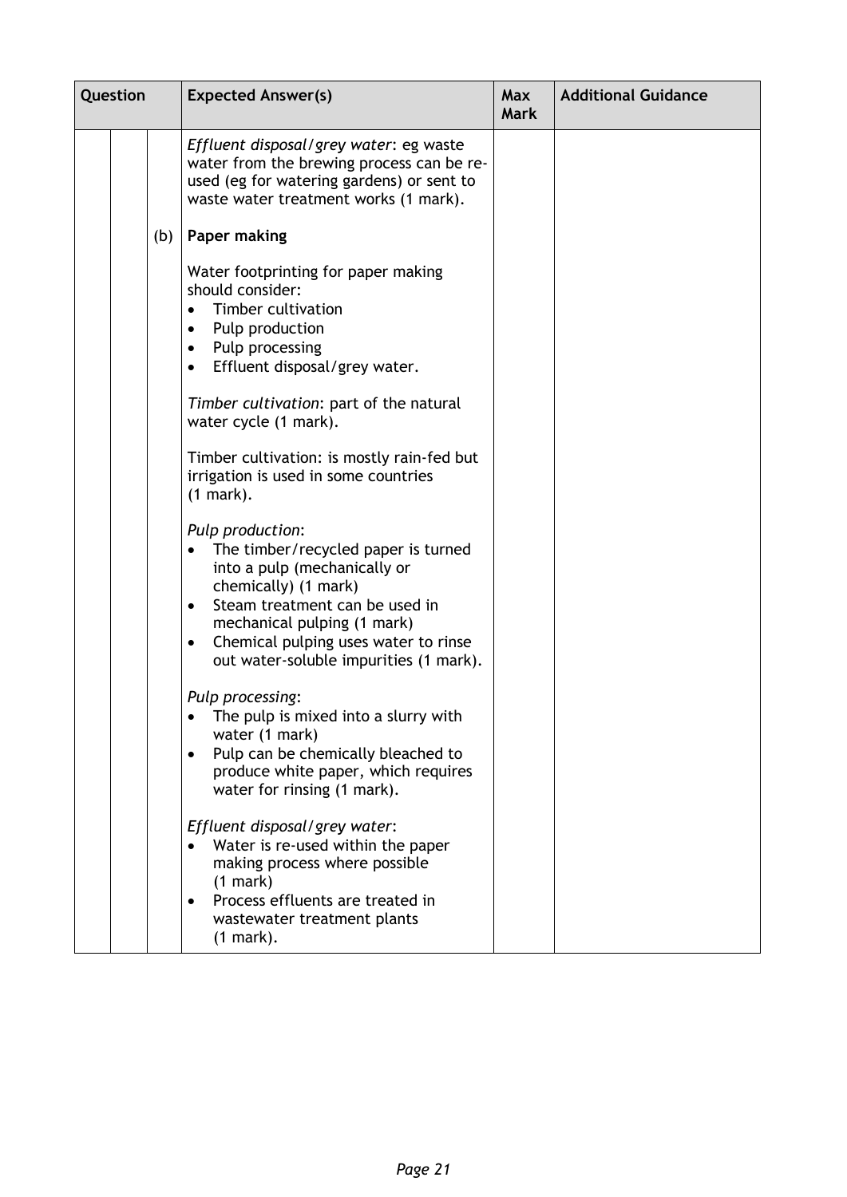| Question | | | Expected Answer(s) | Max Mark | Additional Guidance |
|---|---|---|---|---|---|
| | | | *Effluent disposal/grey water*: eg waste water from the brewing process can be re-used (eg for watering gardens) or sent to waste water treatment works (1 mark). | | |
| | | (b) | **Paper making**<br><br>Water footprinting for paper making should consider:<br>• Timber cultivation<br>• Pulp production<br>• Pulp processing<br>• Effluent disposal/grey water.<br><br>*Timber cultivation*: part of the natural water cycle (1 mark).<br><br>Timber cultivation: is mostly rain-fed but irrigation is used in some countries (1 mark).<br><br>*Pulp production*:<br>• The timber/recycled paper is turned into a pulp (mechanically or chemically) (1 mark)<br>• Steam treatment can be used in mechanical pulping (1 mark)<br>• Chemical pulping uses water to rinse out water-soluble impurities (1 mark).<br><br>*Pulp processing*:<br>• The pulp is mixed into a slurry with water (1 mark)<br>• Pulp can be chemically bleached to produce white paper, which requires water for rinsing (1 mark).<br><br>*Effluent disposal/grey water*:<br>• Water is re-used within the paper making process where possible (1 mark)<br>• Process effluents are treated in wastewater treatment plants (1 mark). | | |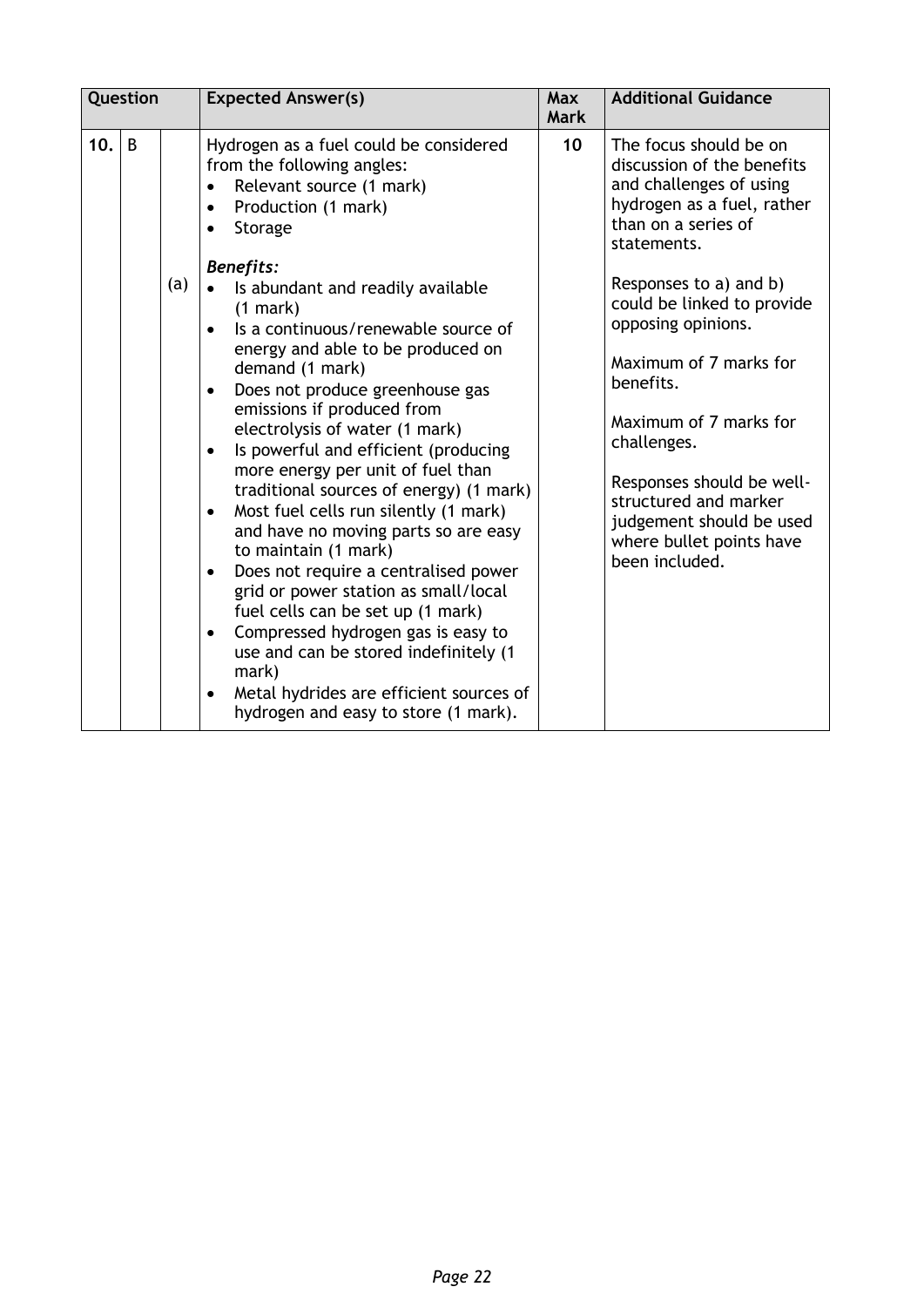| Question | | | Expected Answer(s) | Max Mark | Additional Guidance |
|---|---|---|---|---|---|
| 10. | B | (a) | Hydrogen as a fuel could be considered from the following angles:<br>• Relevant source (1 mark)<br>• Production (1 mark)<br>• Storage<br><br>***Benefits:***<br>• Is abundant and readily available (1 mark)<br>• Is a continuous/renewable source of energy and able to be produced on demand (1 mark)<br>• Does not produce greenhouse gas emissions if produced from electrolysis of water (1 mark)<br>• Is powerful and efficient (producing more energy per unit of fuel than traditional sources of energy) (1 mark)<br>• Most fuel cells run silently (1 mark) and have no moving parts so are easy to maintain (1 mark)<br>• Does not require a centralised power grid or power station as small/local fuel cells can be set up (1 mark)<br>• Compressed hydrogen gas is easy to use and can be stored indefinitely (1 mark)<br>• Metal hydrides are efficient sources of hydrogen and easy to store (1 mark). | 10 | The focus should be on discussion of the benefits and challenges of using hydrogen as a fuel, rather than on a series of statements.<br><br>Responses to a) and b) could be linked to provide opposing opinions.<br><br>Maximum of 7 marks for benefits.<br><br>Maximum of 7 marks for challenges.<br><br>Responses should be well-structured and marker judgement should be used where bullet points have been included. |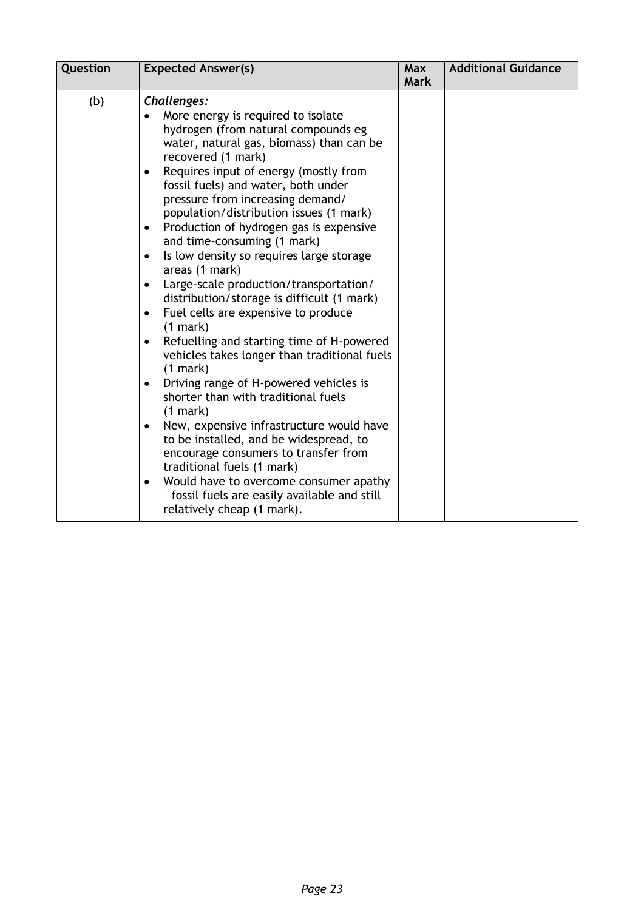| Question | | | Expected Answer(s) | Max Mark | Additional Guidance |
|---|---|---|---|---|---|
| | (b) | | ***Challenges:*** <br>• More energy is required to isolate hydrogen (from natural compounds eg water, natural gas, biomass) than can be recovered (1 mark) <br>• Requires input of energy (mostly from fossil fuels) and water, both under pressure from increasing demand/ population/distribution issues (1 mark) <br>• Production of hydrogen gas is expensive and time-consuming (1 mark) <br>• Is low density so requires large storage areas (1 mark) <br>• Large-scale production/transportation/ distribution/storage is difficult (1 mark) <br>• Fuel cells are expensive to produce (1 mark) <br>• Refuelling and starting time of H-powered vehicles takes longer than traditional fuels (1 mark) <br>• Driving range of H-powered vehicles is shorter than with traditional fuels (1 mark) <br>• New, expensive infrastructure would have to be installed, and be widespread, to encourage consumers to transfer from traditional fuels (1 mark) <br>• Would have to overcome consumer apathy – fossil fuels are easily available and still relatively cheap (1 mark). | | |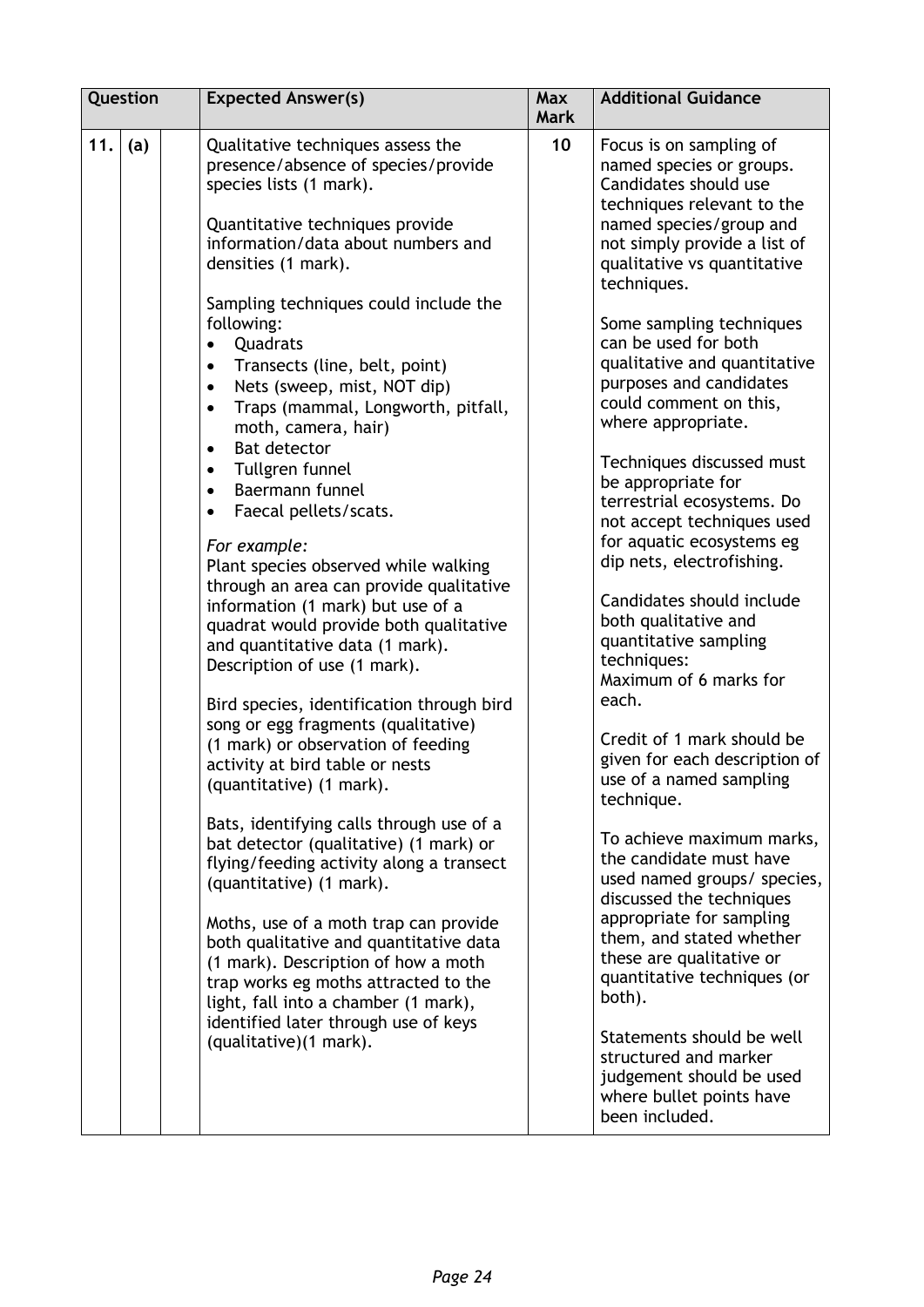| Question | | | Expected Answer(s) | Max Mark | Additional Guidance |
|---|---|---|---|---|---|
| 11. | (a) | | Qualitative techniques assess the presence/absence of species/provide species lists (1 mark).<br><br>Quantitative techniques provide information/data about numbers and densities (1 mark).<br><br>Sampling techniques could include the following:<br>• Quadrats<br>• Transects (line, belt, point)<br>• Nets (sweep, mist, NOT dip)<br>• Traps (mammal, Longworth, pitfall, moth, camera, hair)<br>• Bat detector<br>• Tullgren funnel<br>• Baermann funnel<br>• Faecal pellets/scats.<br><br>*For example:*<br>Plant species observed while walking through an area can provide qualitative information (1 mark) but use of a quadrat would provide both qualitative and quantitative data (1 mark). Description of use (1 mark).<br><br>Bird species, identification through bird song or egg fragments (qualitative) (1 mark) or observation of feeding activity at bird table or nests (quantitative) (1 mark).<br><br>Bats, identifying calls through use of a bat detector (qualitative) (1 mark) or flying/feeding activity along a transect (quantitative) (1 mark).<br><br>Moths, use of a moth trap can provide both qualitative and quantitative data (1 mark). Description of how a moth trap works eg moths attracted to the light, fall into a chamber (1 mark), identified later through use of keys (qualitative)(1 mark). | 10 | Focus is on sampling of named species or groups. Candidates should use techniques relevant to the named species/group and not simply provide a list of qualitative vs quantitative techniques.<br><br>Some sampling techniques can be used for both qualitative and quantitative purposes and candidates could comment on this, where appropriate.<br><br>Techniques discussed must be appropriate for terrestrial ecosystems. Do not accept techniques used for aquatic ecosystems eg dip nets, electrofishing.<br><br>Candidates should include both qualitative and quantitative sampling techniques:<br>Maximum of 6 marks for each.<br><br>Credit of 1 mark should be given for each description of use of a named sampling technique.<br><br>To achieve maximum marks, the candidate must have used named groups/ species, discussed the techniques appropriate for sampling them, and stated whether these are qualitative or quantitative techniques (or both).<br><br>Statements should be well structured and marker judgement should be used where bullet points have been included. |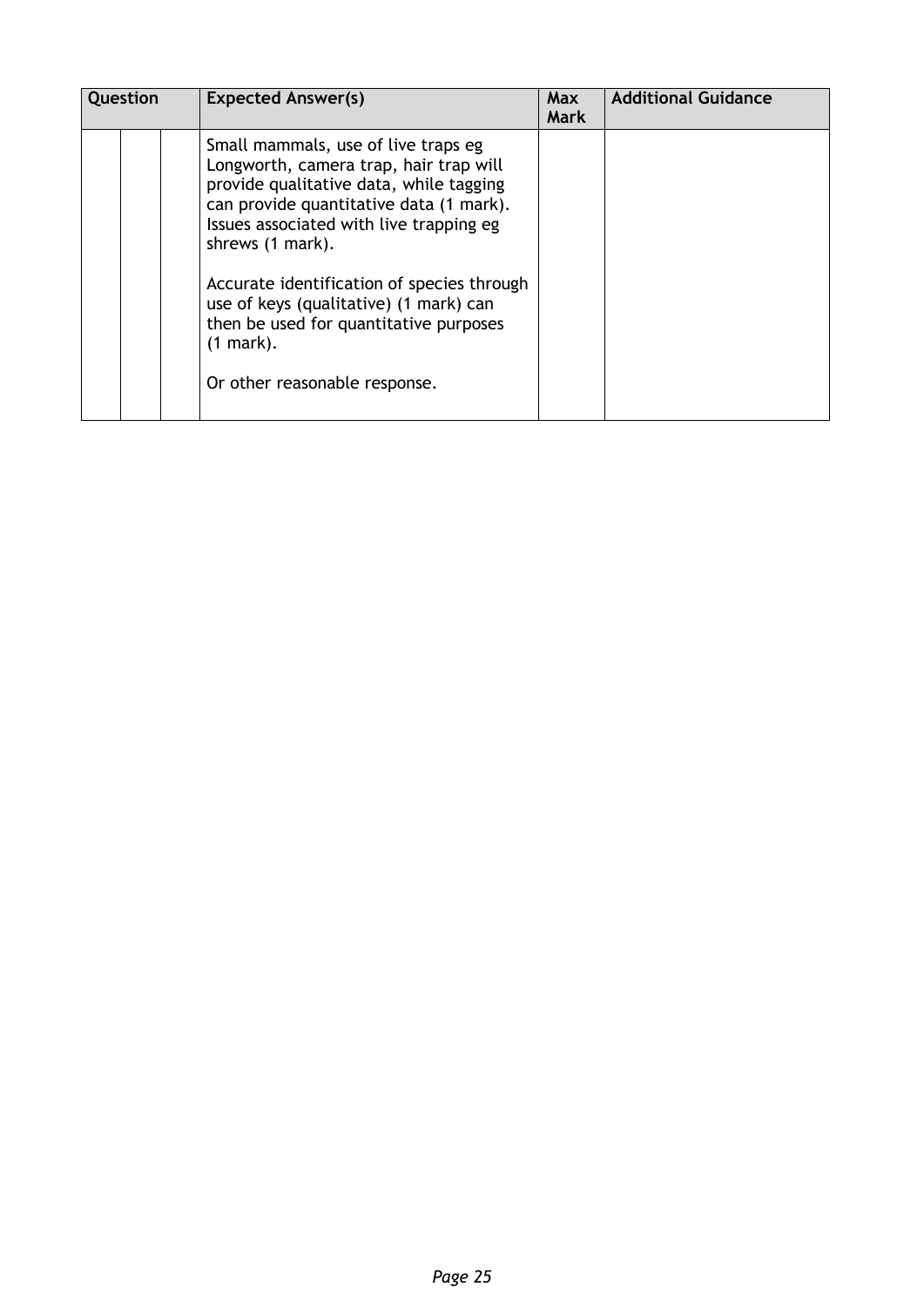| Question | | | Expected Answer(s) | Max Mark | Additional Guidance |
|---|---|---|---|---|---|
| | | | Small mammals, use of live traps eg Longworth, camera trap, hair trap will provide qualitative data, while tagging can provide quantitative data (1 mark). Issues associated with live trapping eg shrews (1 mark).<br><br>Accurate identification of species through use of keys (qualitative) (1 mark) can then be used for quantitative purposes (1 mark).<br><br>Or other reasonable response. | | |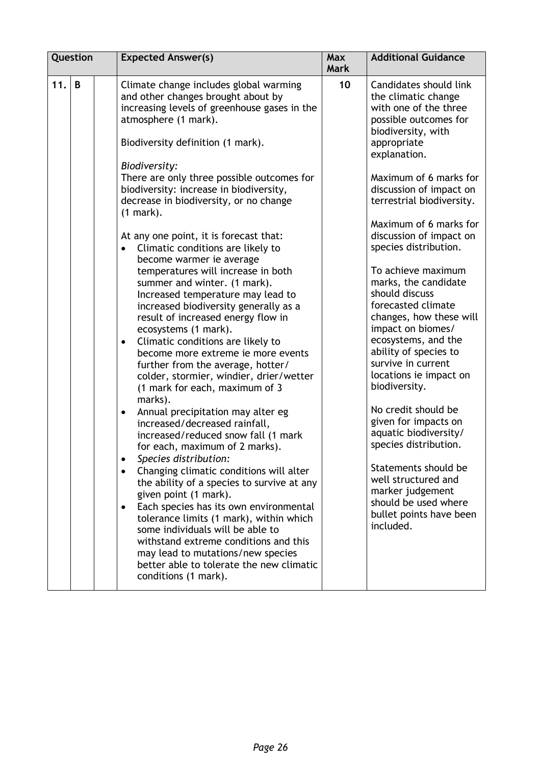| Question | | | Expected Answer(s) | Max Mark | Additional Guidance |
|---|---|---|---|---|---|
| 11. | B | | Climate change includes global warming and other changes brought about by increasing levels of greenhouse gases in the atmosphere (1 mark).<br><br>Biodiversity definition (1 mark).<br><br>*Biodiversity:*<br>There are only three possible outcomes for biodiversity: increase in biodiversity, decrease in biodiversity, or no change (1 mark).<br><br>At any one point, it is forecast that:<br>• Climatic conditions are likely to become warmer ie average temperatures will increase in both summer and winter. (1 mark). Increased temperature may lead to increased biodiversity generally as a result of increased energy flow in ecosystems (1 mark).<br>• Climatic conditions are likely to become more extreme ie more events further from the average, hotter/colder, stormier, windier, drier/wetter (1 mark for each, maximum of 3 marks).<br>• Annual precipitation may alter eg increased/decreased rainfall, increased/reduced snow fall (1 mark for each, maximum of 2 marks).<br>• *Species distribution:*<br>• Changing climatic conditions will alter the ability of a species to survive at any given point (1 mark).<br>• Each species has its own environmental tolerance limits (1 mark), within which some individuals will be able to withstand extreme conditions and this may lead to mutations/new species better able to tolerate the new climatic conditions (1 mark). | 10 | Candidates should link the climatic change with one of the three possible outcomes for biodiversity, with appropriate explanation.<br><br>Maximum of 6 marks for discussion of impact on terrestrial biodiversity.<br><br>Maximum of 6 marks for discussion of impact on species distribution.<br><br>To achieve maximum marks, the candidate should discuss forecasted climate changes, how these will impact on biomes/ ecosystems, and the ability of species to survive in current locations ie impact on biodiversity.<br><br>No credit should be given for impacts on aquatic biodiversity/ species distribution.<br><br>Statements should be well structured and marker judgement should be used where bullet points have been included. |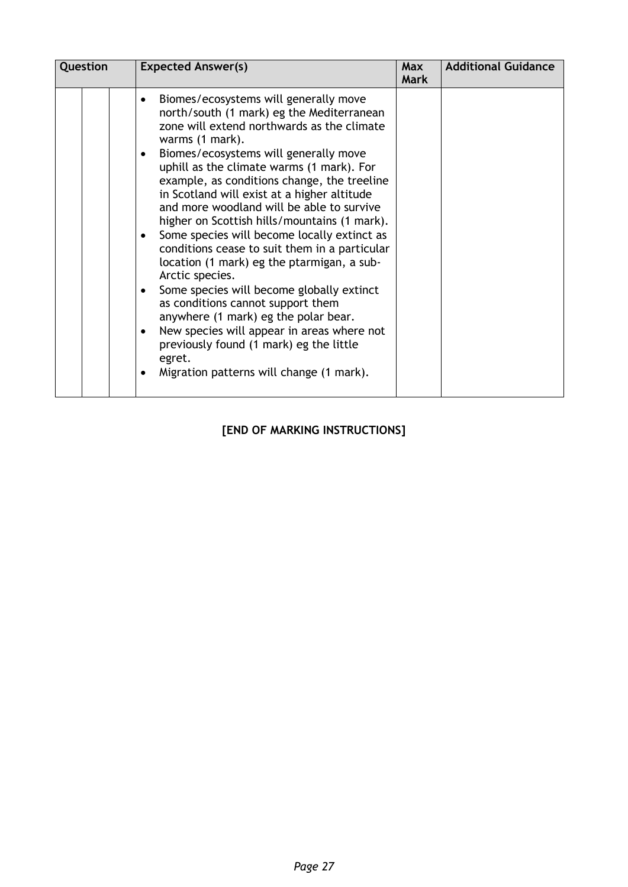| Question | | | Expected Answer(s) | Max Mark | Additional Guidance |
|---|---|---|---|---|---|
| | | | • Biomes/ecosystems will generally move north/south (1 mark) eg the Mediterranean zone will extend northwards as the climate warms (1 mark).<br>• Biomes/ecosystems will generally move uphill as the climate warms (1 mark). For example, as conditions change, the treeline in Scotland will exist at a higher altitude and more woodland will be able to survive higher on Scottish hills/mountains (1 mark).<br>• Some species will become locally extinct as conditions cease to suit them in a particular location (1 mark) eg the ptarmigan, a sub-Arctic species.<br>• Some species will become globally extinct as conditions cannot support them anywhere (1 mark) eg the polar bear.<br>• New species will appear in areas where not previously found (1 mark) eg the little egret.<br>• Migration patterns will change (1 mark). | | |

**[END OF MARKING INSTRUCTIONS]**